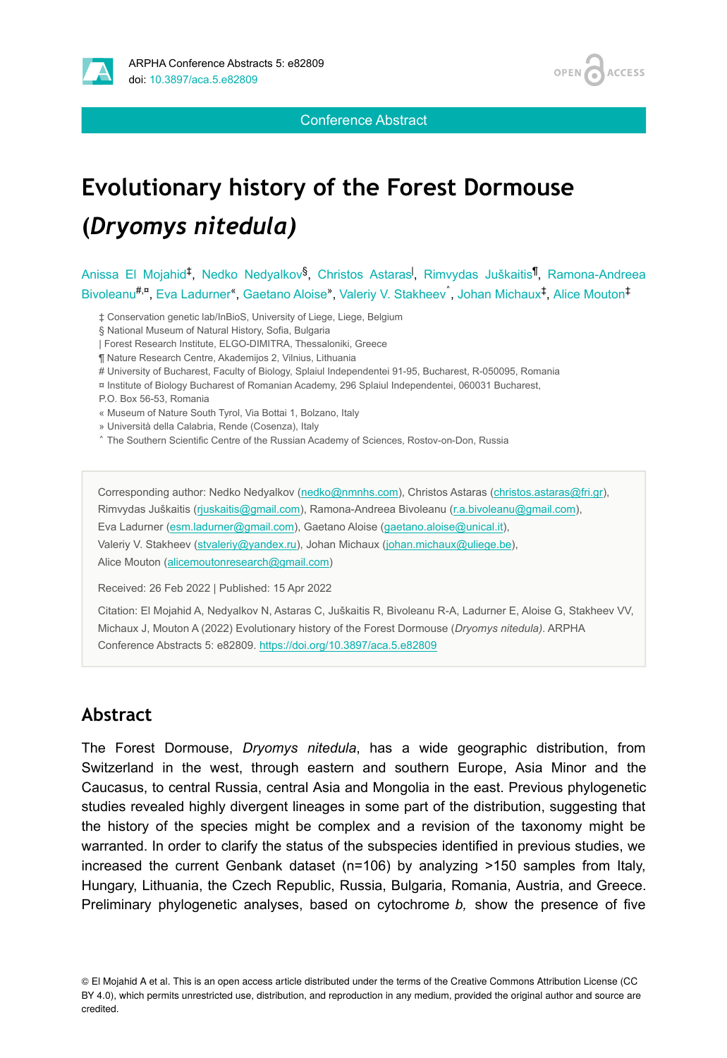# Evolutionary history of the Forest Dormouse (*Dryomys nitedula*)

Anissa El Mojahid[‡], Nedko Nedyalkov[§], Christos Astaras[|], Rimvydas Juškaitis[¶], Ramona-Andreea Bivoleanu[#,¤], Eva Ladurner[«], Gaetano Aloise[»], Valeriy V. Stakheev[˄], Johan Michaux[‡], Alice Mouton[‡]

‡ Conservation genetic lab/InBioS, University of Liege, Liege, Belgium
§ National Museum of Natural History, Sofia, Bulgaria
| Forest Research Institute, ELGO-DIMITRA, Thessaloniki, Greece
¶ Nature Research Centre, Akademijos 2, Vilnius, Lithuania
# University of Bucharest, Faculty of Biology, Splaiul Independentei 91-95, Bucharest, R-050095, Romania
¤ Institute of Biology Bucharest of Romanian Academy, 296 Splaiul Independentei, 060031 Bucharest, P.O. Box 56-53, Romania
« Museum of Nature South Tyrol, Via Bottai 1, Bolzano, Italy
» Università della Calabria, Rende (Cosenza), Italy
˄ The Southern Scientific Centre of the Russian Academy of Sciences, Rostov-on-Don, Russia

Corresponding author: Nedko Nedyalkov (nedko@nmnhs.com), Christos Astaras (christos.astaras@fri.gr), Rimvydas Juškaitis (rjuskaitis@gmail.com), Ramona-Andreea Bivoleanu (r.a.bivoleanu@gmail.com), Eva Ladurner (esm.ladurner@gmail.com), Gaetano Aloise (gaetano.aloise@unical.it), Valeriy V. Stakheev (stvaleriy@yandex.ru), Johan Michaux (johan.michaux@uliege.be), Alice Mouton (alicemoutonresearch@gmail.com)

Received: 26 Feb 2022 | Published: 15 Apr 2022

Citation: El Mojahid A, Nedyalkov N, Astaras C, Juškaitis R, Bivoleanu R-A, Ladurner E, Aloise G, Stakheev VV, Michaux J, Mouton A (2022) Evolutionary history of the Forest Dormouse (*Dryomys nitedula*). ARPHA Conference Abstracts 5: e82809. https://doi.org/10.3897/aca.5.e82809

## Abstract

The Forest Dormouse, *Dryomys nitedula*, has a wide geographic distribution, from Switzerland in the west, through eastern and southern Europe, Asia Minor and the Caucasus, to central Russia, central Asia and Mongolia in the east. Previous phylogenetic studies revealed highly divergent lineages in some part of the distribution, suggesting that the history of the species might be complex and a revision of the taxonomy might be warranted. In order to clarify the status of the subspecies identified in previous studies, we increased the current Genbank dataset (n=106) by analyzing >150 samples from Italy, Hungary, Lithuania, the Czech Republic, Russia, Bulgaria, Romania, Austria, and Greece. Preliminary phylogenetic analyses, based on cytochrome *b*, show the presence of five

© El Mojahid A et al. This is an open access article distributed under the terms of the Creative Commons Attribution License (CC BY 4.0), which permits unrestricted use, distribution, and reproduction in any medium, provided the original author and source are credited.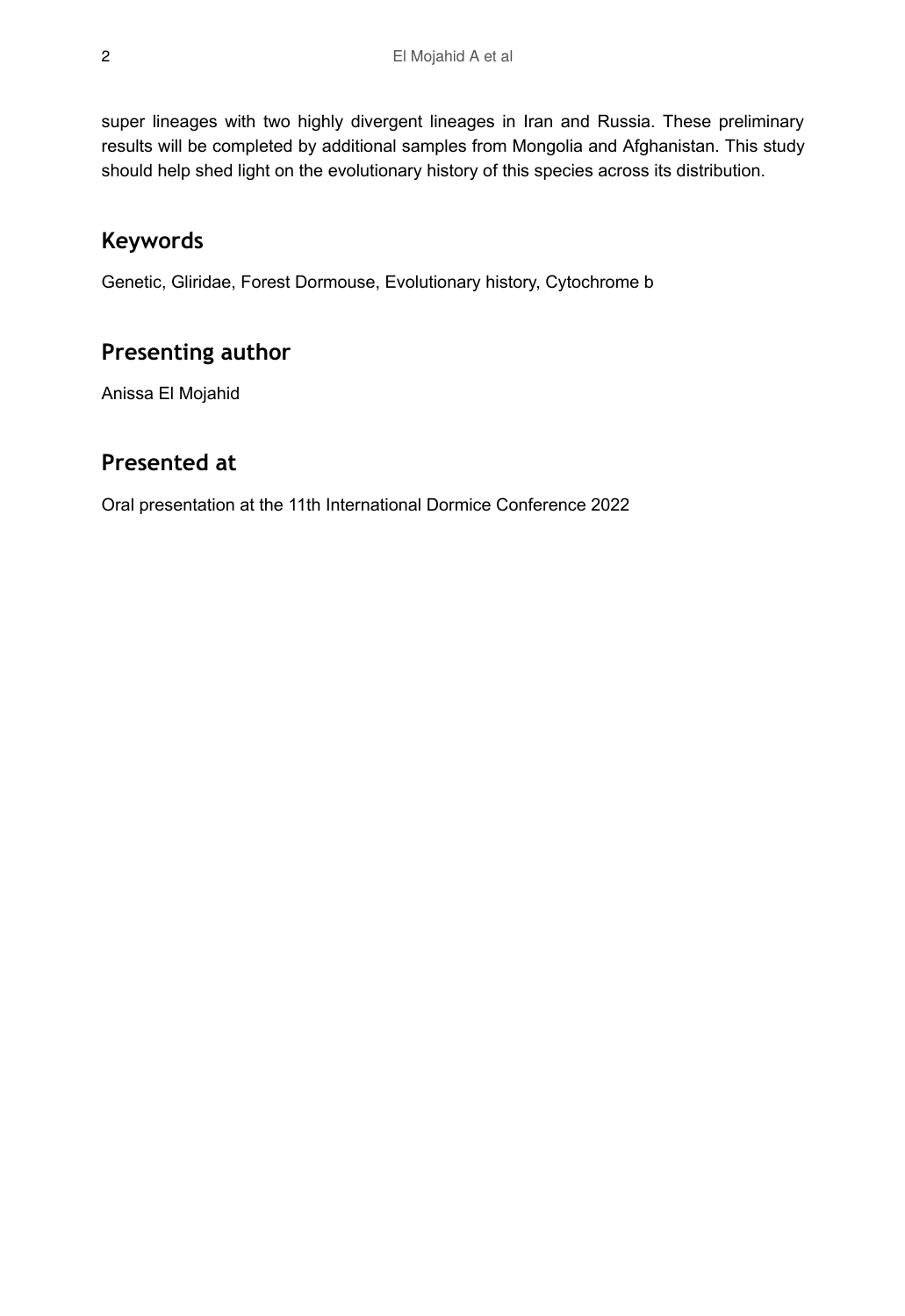super lineages with two highly divergent lineages in Iran and Russia. These preliminary results will be completed by additional samples from Mongolia and Afghanistan. This study should help shed light on the evolutionary history of this species across its distribution.

## Keywords

Genetic, Gliridae, Forest Dormouse, Evolutionary history, Cytochrome b

## Presenting author

Anissa El Mojahid

## Presented at

Oral presentation at the 11th International Dormice Conference 2022